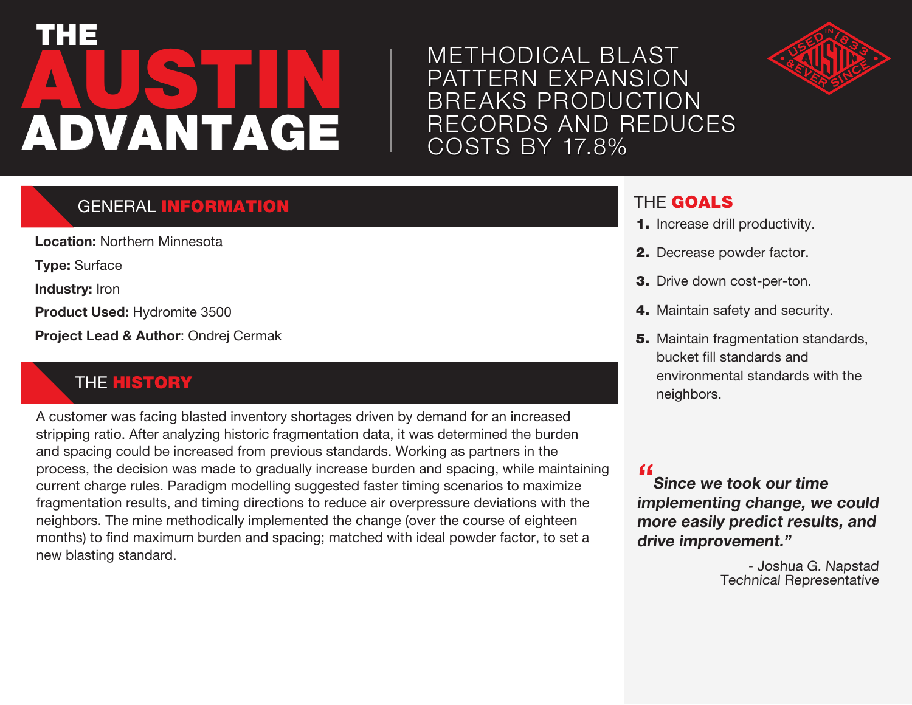# THE AUSTIN ADVANTAGE

## METHODICAL BLAST PATTERN EXPANSION BREAKS PRODUCTION RECORDS AND REDUCES COSTS BY 17.8%

USED IN 1833 AUSTIN & EVER SINCE

## GENERAL INFORMATION

**Location:** Northern Minnesota

**Type:** Surface

**Industry:** Iron

**Product Used:** Hydromite 3500

**Project Lead & Author**: Ondrej Cermak

## THE HISTORY

A customer was facing blasted inventory shortages driven by demand for an increased stripping ratio. After analyzing historic fragmentation data, it was determined the burden and spacing could be increased from previous standards. Working as partners in the process, the decision was made to gradually increase burden and spacing, while maintaining current charge rules. Paradigm modelling suggested faster timing scenarios to maximize fragmentation results, and timing directions to reduce air overpressure deviations with the neighbors. The mine methodically implemented the change (over the course of eighteen months) to find maximum burden and spacing; matched with ideal powder factor, to set a new blasting standard.

## THE GOALS

1. Increase drill productivity.
2. Decrease powder factor.
3. Drive down cost-per-ton.
4. Maintain safety and security.
5. Maintain fragmentation standards, bucket fill standards and environmental standards with the neighbors.

> ***"Since we took our time implementing change, we could more easily predict results, and drive improvement."***
>
> *- Joshua G. Napstad*
> *Technical Representative*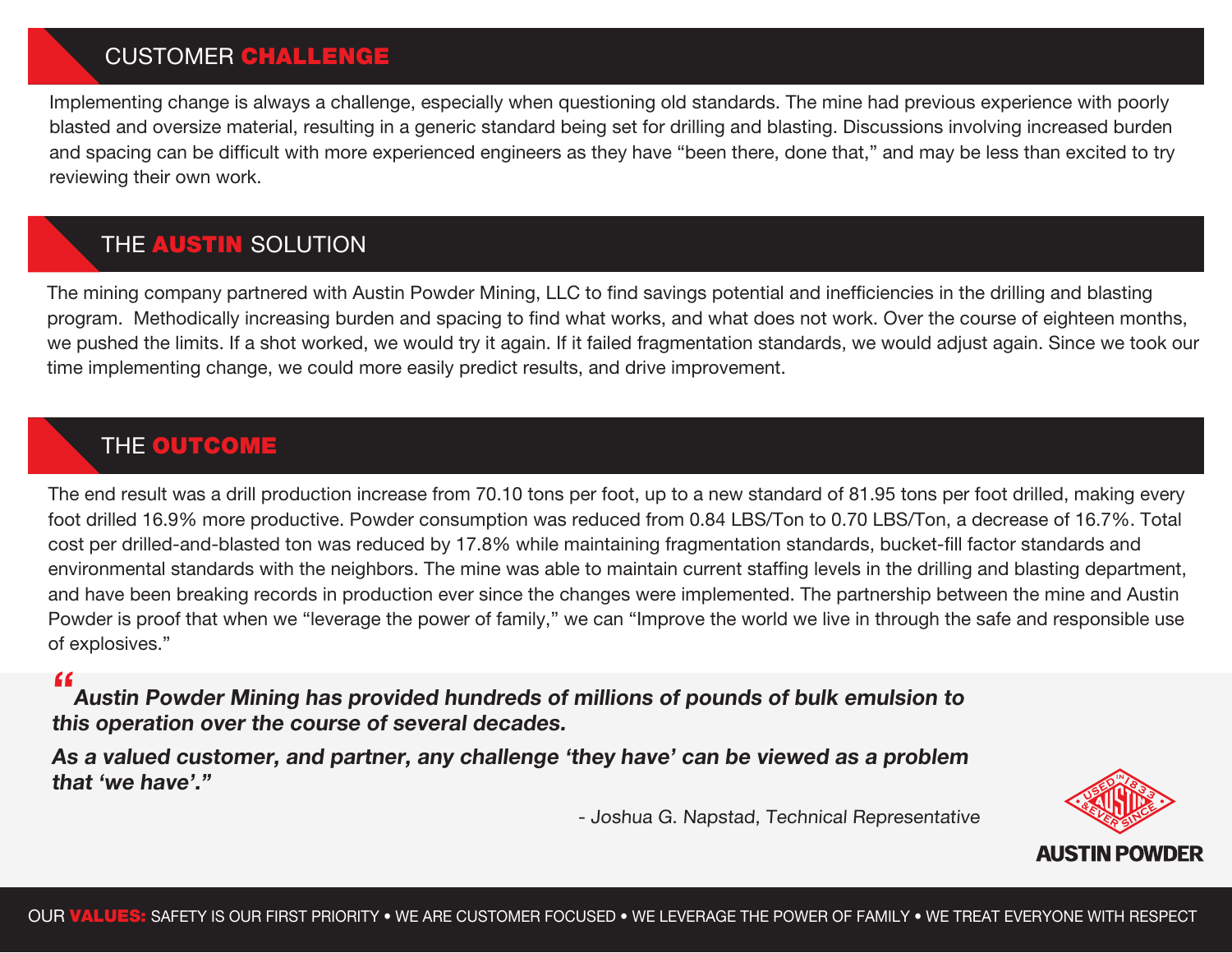## CUSTOMER **CHALLENGE**

Implementing change is always a challenge, especially when questioning old standards. The mine had previous experience with poorly blasted and oversize material, resulting in a generic standard being set for drilling and blasting. Discussions involving increased burden and spacing can be difficult with more experienced engineers as they have "been there, done that," and may be less than excited to try reviewing their own work.

## THE **AUSTIN** SOLUTION

The mining company partnered with Austin Powder Mining, LLC to find savings potential and inefficiencies in the drilling and blasting program. Methodically increasing burden and spacing to find what works, and what does not work. Over the course of eighteen months, we pushed the limits. If a shot worked, we would try it again. If it failed fragmentation standards, we would adjust again. Since we took our time implementing change, we could more easily predict results, and drive improvement.

## THE **OUTCOME**

The end result was a drill production increase from 70.10 tons per foot, up to a new standard of 81.95 tons per foot drilled, making every foot drilled 16.9% more productive. Powder consumption was reduced from 0.84 LBS/Ton to 0.70 LBS/Ton, a decrease of 16.7%. Total cost per drilled-and-blasted ton was reduced by 17.8% while maintaining fragmentation standards, bucket-fill factor standards and environmental standards with the neighbors. The mine was able to maintain current staffing levels in the drilling and blasting department, and have been breaking records in production ever since the changes were implemented. The partnership between the mine and Austin Powder is proof that when we "leverage the power of family," we can "Improve the world we live in through the safe and responsible use of explosives."

> ***"Austin Powder Mining has provided hundreds of millions of pounds of bulk emulsion to this operation over the course of several decades.***
>
> ***As a valued customer, and partner, any challenge 'they have' can be viewed as a problem that 'we have'."***
>
> *- Joshua G. Napstad, Technical Representative*

USED IN 1833 & EVER SINCE AUSTIN

**AUSTIN POWDER**

OUR **VALUES:** SAFETY IS OUR FIRST PRIORITY • WE ARE CUSTOMER FOCUSED • WE LEVERAGE THE POWER OF FAMILY • WE TREAT EVERYONE WITH RESPECT